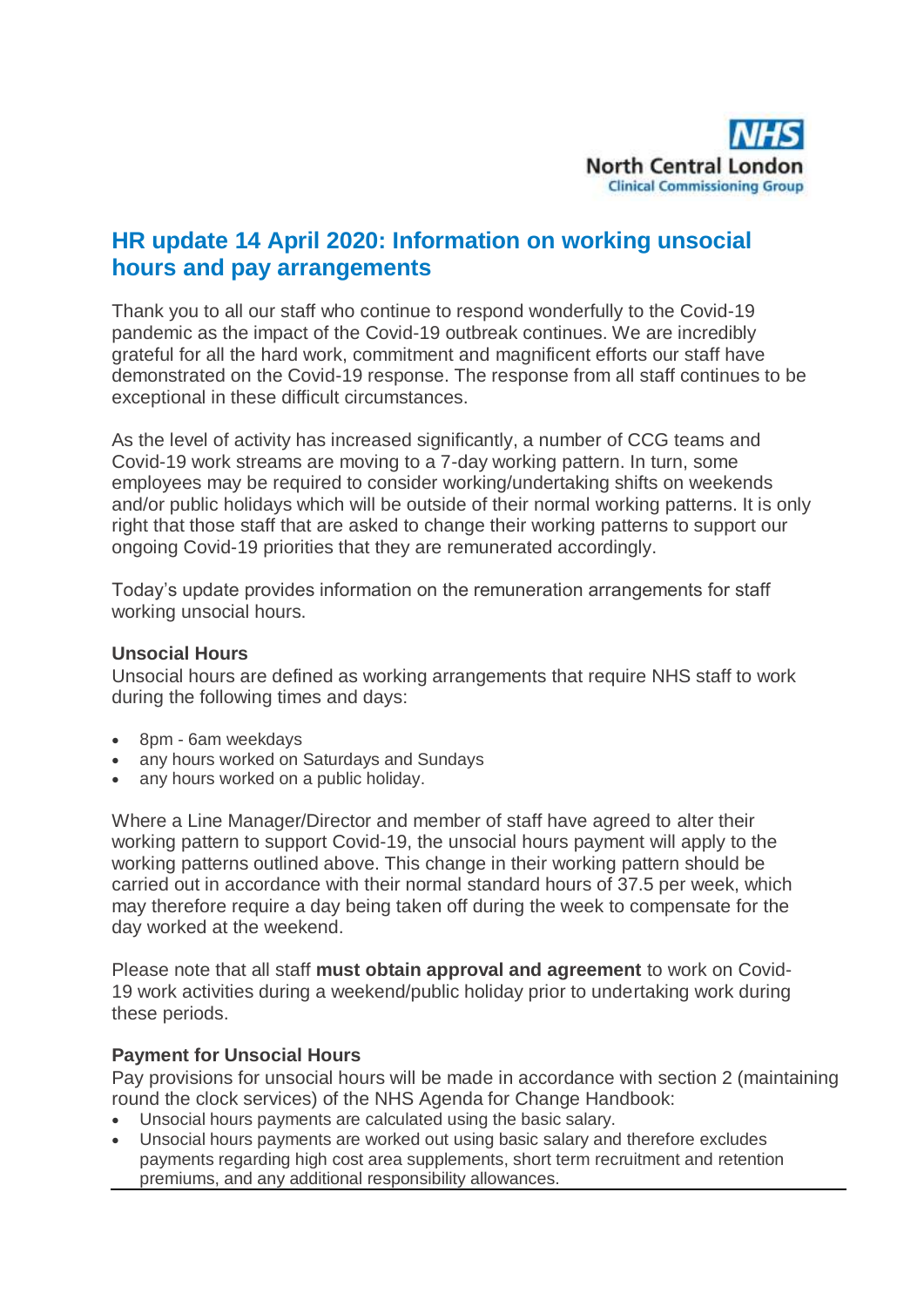NHS
North Central London
Clinical Commissioning Group

# HR update 14 April 2020: Information on working unsocial hours and pay arrangements

Thank you to all our staff who continue to respond wonderfully to the Covid-19 pandemic as the impact of the Covid-19 outbreak continues. We are incredibly grateful for all the hard work, commitment and magnificent efforts our staff have demonstrated on the Covid-19 response. The response from all staff continues to be exceptional in these difficult circumstances.

As the level of activity has increased significantly, a number of CCG teams and Covid-19 work streams are moving to a 7-day working pattern. In turn, some employees may be required to consider working/undertaking shifts on weekends and/or public holidays which will be outside of their normal working patterns. It is only right that those staff that are asked to change their working patterns to support our ongoing Covid-19 priorities that they are remunerated accordingly.

Today's update provides information on the remuneration arrangements for staff working unsocial hours.

**Unsocial Hours**

Unsocial hours are defined as working arrangements that require NHS staff to work during the following times and days:

- 8pm - 6am weekdays
- any hours worked on Saturdays and Sundays
- any hours worked on a public holiday.

Where a Line Manager/Director and member of staff have agreed to alter their working pattern to support Covid-19, the unsocial hours payment will apply to the working patterns outlined above. This change in their working pattern should be carried out in accordance with their normal standard hours of 37.5 per week, which may therefore require a day being taken off during the week to compensate for the day worked at the weekend.

Please note that all staff **must obtain approval and agreement** to work on Covid-19 work activities during a weekend/public holiday prior to undertaking work during these periods.

**Payment for Unsocial Hours**

Pay provisions for unsocial hours will be made in accordance with section 2 (maintaining round the clock services) of the NHS Agenda for Change Handbook:

- Unsocial hours payments are calculated using the basic salary.
- Unsocial hours payments are worked out using basic salary and therefore excludes payments regarding high cost area supplements, short term recruitment and retention premiums, and any additional responsibility allowances.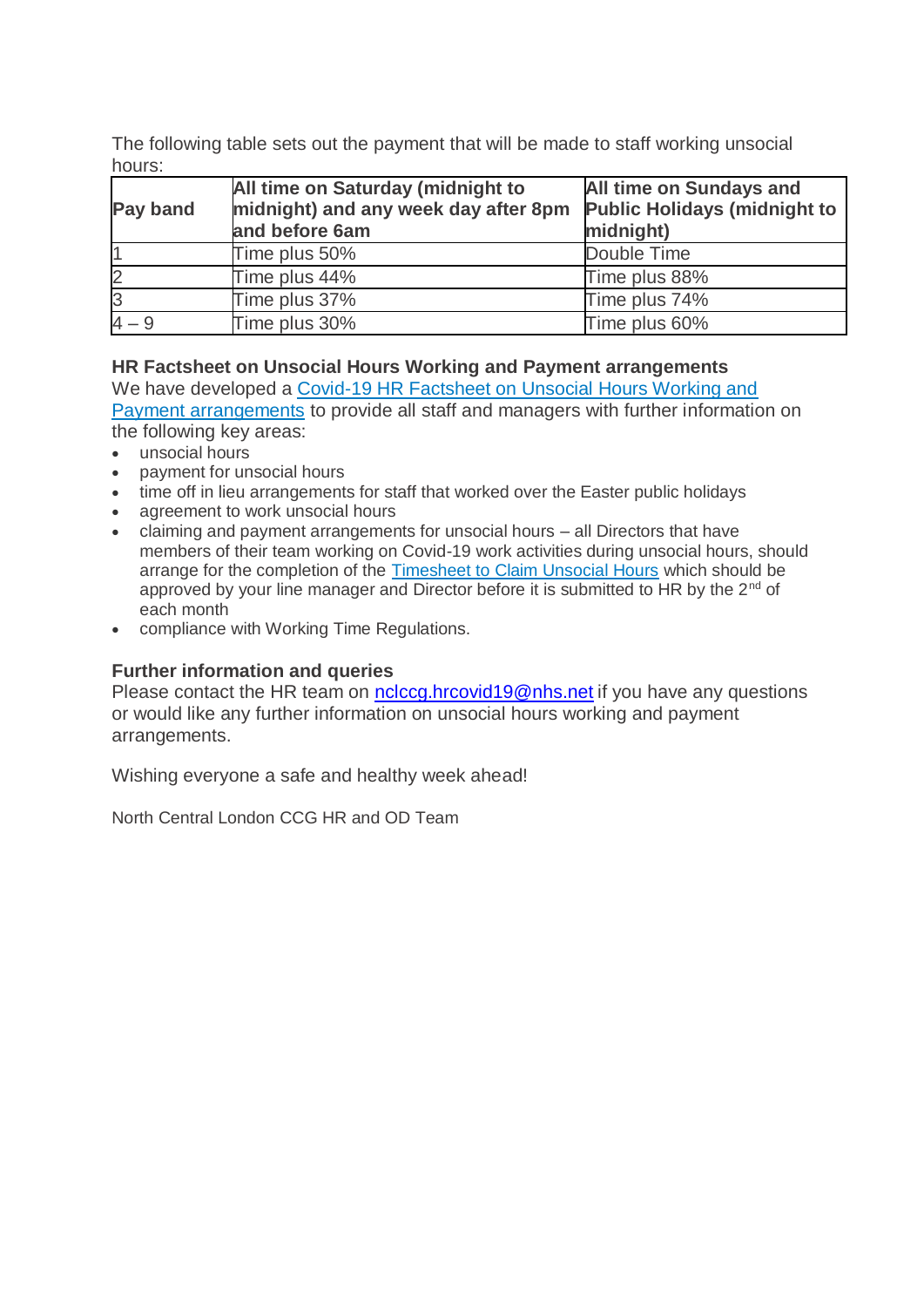The following table sets out the payment that will be made to staff working unsocial hours:

| Pay band | All time on Saturday (midnight to midnight) and any week day after 8pm and before 6am | All time on Sundays and Public Holidays (midnight to midnight) |
|---|---|---|
| 1 | Time plus 50% | Double Time |
| 2 | Time plus 44% | Time plus 88% |
| 3 | Time plus 37% | Time plus 74% |
| 4 – 9 | Time plus 30% | Time plus 60% |

**HR Factsheet on Unsocial Hours Working and Payment arrangements**

We have developed a Covid-19 HR Factsheet on Unsocial Hours Working and Payment arrangements to provide all staff and managers with further information on the following key areas:

- unsocial hours
- payment for unsocial hours
- time off in lieu arrangements for staff that worked over the Easter public holidays
- agreement to work unsocial hours
- claiming and payment arrangements for unsocial hours – all Directors that have members of their team working on Covid-19 work activities during unsocial hours, should arrange for the completion of the Timesheet to Claim Unsocial Hours which should be approved by your line manager and Director before it is submitted to HR by the 2nd of each month
- compliance with Working Time Regulations.

**Further information and queries**

Please contact the HR team on nclccg.hrcovid19@nhs.net if you have any questions or would like any further information on unsocial hours working and payment arrangements.

Wishing everyone a safe and healthy week ahead!

North Central London CCG HR and OD Team